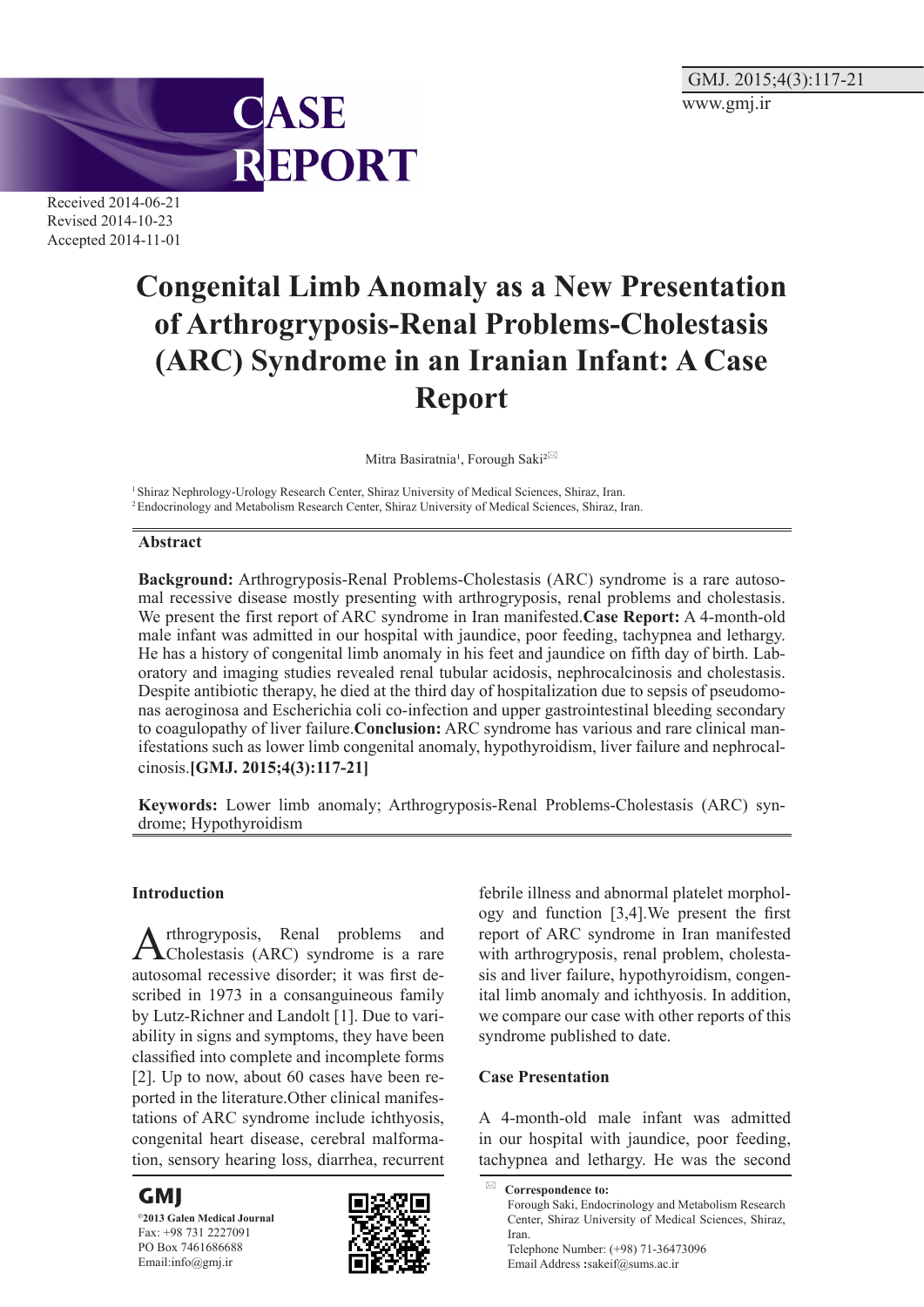CASE REPORT

Received 2014-06-21
Revised 2014-10-23
Accepted 2014-11-01

# Congenital Limb Anomaly as a New Presentation of Arthrogryposis-Renal Problems-Cholestasis (ARC) Syndrome in an Iranian Infant: A Case Report

Mitra Basiratnia[1], Forough Saki[2]

[1] Shiraz Nephrology-Urology Research Center, Shiraz University of Medical Sciences, Shiraz, Iran.
[2] Endocrinology and Metabolism Research Center, Shiraz University of Medical Sciences, Shiraz, Iran.

## Abstract

**Background:** Arthrogryposis-Renal Problems-Cholestasis (ARC) syndrome is a rare autosomal recessive disease mostly presenting with arthrogryposis, renal problems and cholestasis. We present the first report of ARC syndrome in Iran manifested.**Case Report:** A 4-month-old male infant was admitted in our hospital with jaundice, poor feeding, tachypnea and lethargy. He has a history of congenital limb anomaly in his feet and jaundice on fifth day of birth. Laboratory and imaging studies revealed renal tubular acidosis, nephrocalcinosis and cholestasis. Despite antibiotic therapy, he died at the third day of hospitalization due to sepsis of pseudomonas aeroginosa and Escherichia coli co-infection and upper gastrointestinal bleeding secondary to coagulopathy of liver failure.**Conclusion:** ARC syndrome has various and rare clinical manifestations such as lower limb congenital anomaly, hypothyroidism, liver failure and nephrocalcinosis.**[GMJ. 2015;4(3):117-21]**

**Keywords:** Lower limb anomaly; Arthrogryposis-Renal Problems-Cholestasis (ARC) syndrome; Hypothyroidism

## Introduction

Arthrogryposis, Renal problems and Cholestasis (ARC) syndrome is a rare autosomal recessive disorder; it was first described in 1973 in a consanguineous family by Lutz-Richner and Landolt [1]. Due to variability in signs and symptoms, they have been classified into complete and incomplete forms [2]. Up to now, about 60 cases have been reported in the literature.Other clinical manifestations of ARC syndrome include ichthyosis, congenital heart disease, cerebral malformation, sensory hearing loss, diarrhea, recurrent febrile illness and abnormal platelet morphology and function [3,4].We present the first report of ARC syndrome in Iran manifested with arthrogryposis, renal problem, cholestasis and liver failure, hypothyroidism, congenital limb anomaly and ichthyosis. In addition, we compare our case with other reports of this syndrome published to date.

## Case Presentation

A 4-month-old male infant was admitted in our hospital with jaundice, poor feeding, tachypnea and lethargy. He was the second

**Correspondence to:**
Forough Saki, Endocrinology and Metabolism Research Center, Shiraz University of Medical Sciences, Shiraz, Iran.
Telephone Number: (+98) 71-36473096
Email Address :sakeif@sums.ac.ir

GMJ
©2013 Galen Medical Journal
Fax: +98 731 2227091
PO Box 7461686688
Email:info@gmj.ir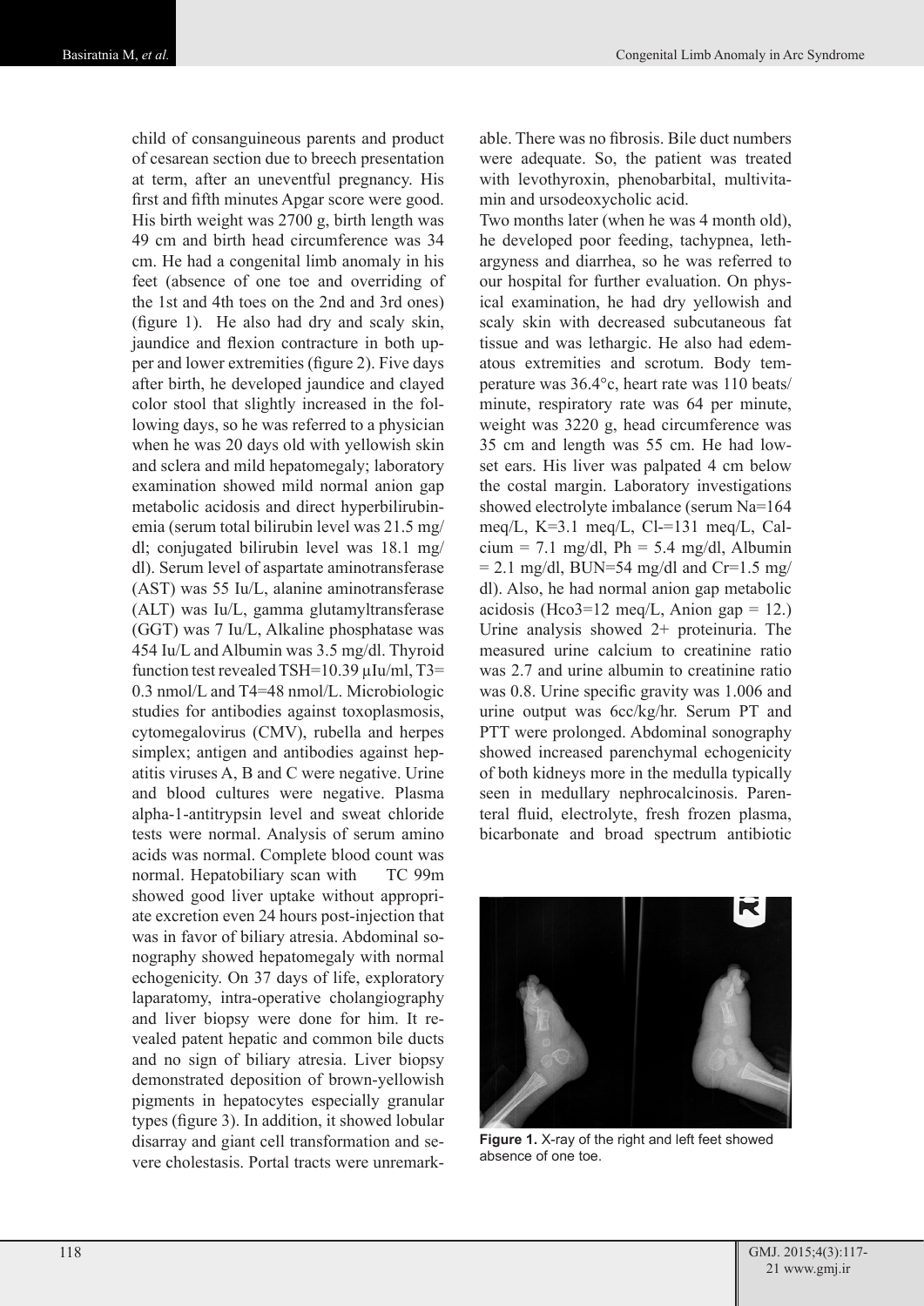child of consanguineous parents and product of cesarean section due to breech presentation at term, after an uneventful pregnancy. His first and fifth minutes Apgar score were good. His birth weight was 2700 g, birth length was 49 cm and birth head circumference was 34 cm. He had a congenital limb anomaly in his feet (absence of one toe and overriding of the 1st and 4th toes on the 2nd and 3rd ones) (figure 1). He also had dry and scaly skin, jaundice and flexion contracture in both upper and lower extremities (figure 2). Five days after birth, he developed jaundice and clayed color stool that slightly increased in the following days, so he was referred to a physician when he was 20 days old with yellowish skin and sclera and mild hepatomegaly; laboratory examination showed mild normal anion gap metabolic acidosis and direct hyperbilirubinemia (serum total bilirubin level was 21.5 mg/dl; conjugated bilirubin level was 18.1 mg/dl). Serum level of aspartate aminotransferase (AST) was 55 Iu/L, alanine aminotransferase (ALT) was Iu/L, gamma glutamyltransferase (GGT) was 7 Iu/L, Alkaline phosphatase was 454 Iu/L and Albumin was 3.5 mg/dl. Thyroid function test revealed TSH=10.39 µIu/ml, T3= 0.3 nmol/L and T4=48 nmol/L. Microbiologic studies for antibodies against toxoplasmosis, cytomegalovirus (CMV), rubella and herpes simplex; antigen and antibodies against hepatitis viruses A, B and C were negative. Urine and blood cultures were negative. Plasma alpha-1-antitrypsin level and sweat chloride tests were normal. Analysis of serum amino acids was normal. Complete blood count was normal. Hepatobiliary scan with TC 99m showed good liver uptake without appropriate excretion even 24 hours post-injection that was in favor of biliary atresia. Abdominal sonography showed hepatomegaly with normal echogenicity. On 37 days of life, exploratory laparatomy, intra-operative cholangiography and liver biopsy were done for him. It revealed patent hepatic and common bile ducts and no sign of biliary atresia. Liver biopsy demonstrated deposition of brown-yellowish pigments in hepatocytes especially granular types (figure 3). In addition, it showed lobular disarray and giant cell transformation and severe cholestasis. Portal tracts were unremarkable. There was no fibrosis. Bile duct numbers were adequate. So, the patient was treated with levothyroxin, phenobarbital, multivitamin and ursodeoxycholic acid.

Two months later (when he was 4 month old), he developed poor feeding, tachypnea, lethargyness and diarrhea, so he was referred to our hospital for further evaluation. On physical examination, he had dry yellowish and scaly skin with decreased subcutaneous fat tissue and was lethargic. He also had edematous extremities and scrotum. Body temperature was 36.4°c, heart rate was 110 beats/minute, respiratory rate was 64 per minute, weight was 3220 g, head circumference was 35 cm and length was 55 cm. He had low-set ears. His liver was palpated 4 cm below the costal margin. Laboratory investigations showed electrolyte imbalance (serum Na=164 meq/L, K=3.1 meq/L, Cl-=131 meq/L, Calcium = 7.1 mg/dl, Ph = 5.4 mg/dl, Albumin = 2.1 mg/dl, BUN=54 mg/dl and Cr=1.5 mg/dl). Also, he had normal anion gap metabolic acidosis (Hco3=12 meq/L, Anion gap = 12.) Urine analysis showed 2+ proteinuria. The measured urine calcium to creatinine ratio was 2.7 and urine albumin to creatinine ratio was 0.8. Urine specific gravity was 1.006 and urine output was 6cc/kg/hr. Serum PT and PTT were prolonged. Abdominal sonography showed increased parenchymal echogenicity of both kidneys more in the medulla typically seen in medullary nephrocalcinosis. Parenteral fluid, electrolyte, fresh frozen plasma, bicarbonate and broad spectrum antibiotic

**Figure 1.** X-ray of the right and left feet showed absence of one toe.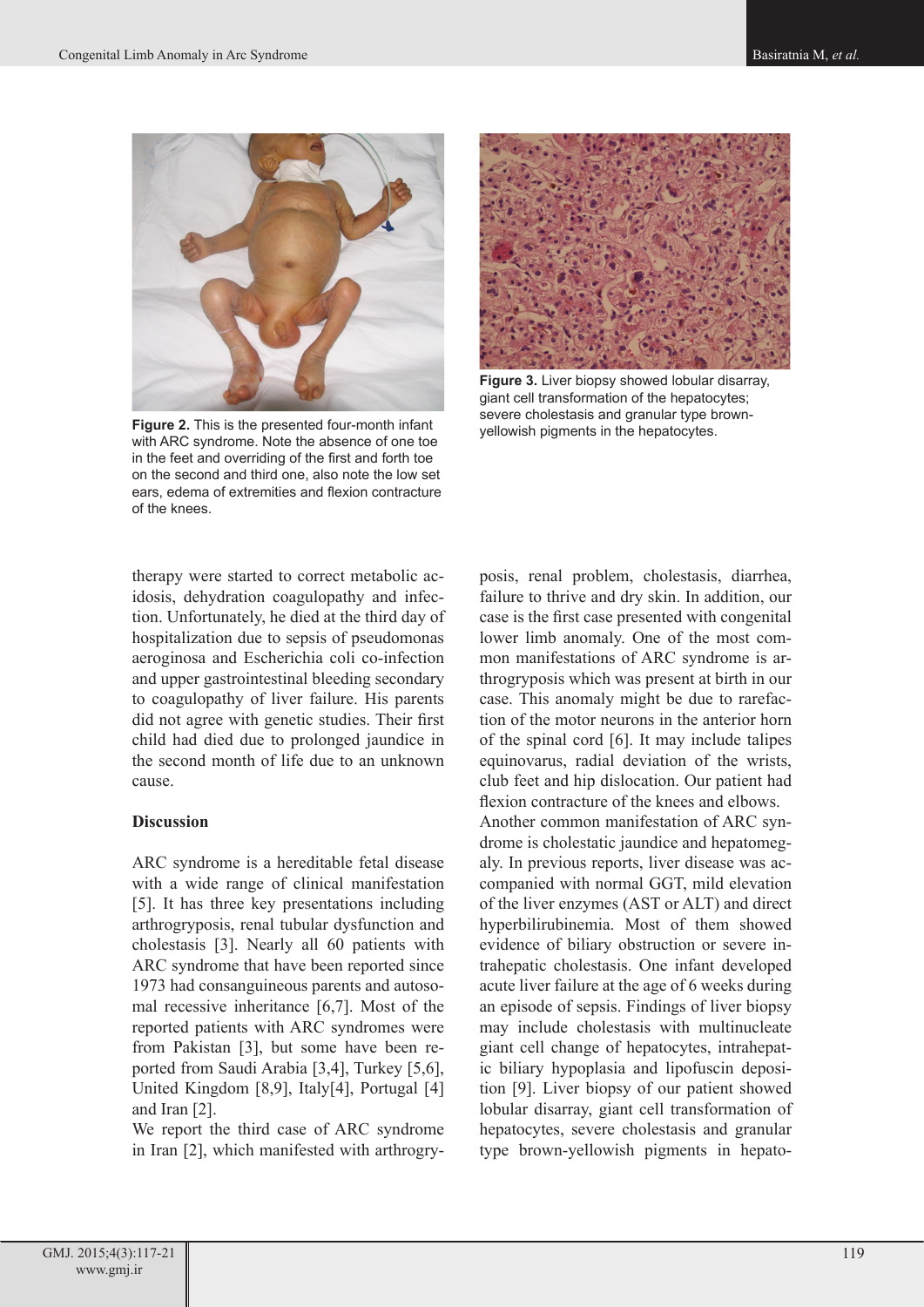Figure 2. This is the presented four-month infant with ARC syndrome. Note the absence of one toe in the feet and overriding of the first and forth toe on the second and third one, also note the low set ears, edema of extremities and flexion contracture of the knees.

Figure 3. Liver biopsy showed lobular disarray, giant cell transformation of the hepatocytes; severe cholestasis and granular type brown-yellowish pigments in the hepatocytes.

therapy were started to correct metabolic acidosis, dehydration coagulopathy and infection. Unfortunately, he died at the third day of hospitalization due to sepsis of pseudomonas aeroginosa and Escherichia coli co-infection and upper gastrointestinal bleeding secondary to coagulopathy of liver failure. His parents did not agree with genetic studies. Their first child had died due to prolonged jaundice in the second month of life due to an unknown cause.

## Discussion

ARC syndrome is a hereditable fetal disease with a wide range of clinical manifestation [5]. It has three key presentations including arthrogryposis, renal tubular dysfunction and cholestasis [3]. Nearly all 60 patients with ARC syndrome that have been reported since 1973 had consanguineous parents and autosomal recessive inheritance [6,7]. Most of the reported patients with ARC syndromes were from Pakistan [3], but some have been reported from Saudi Arabia [3,4], Turkey [5,6], United Kingdom [8,9], Italy[4], Portugal [4] and Iran [2].

We report the third case of ARC syndrome in Iran [2], which manifested with arthrogryposis, renal problem, cholestasis, diarrhea, failure to thrive and dry skin. In addition, our case is the first case presented with congenital lower limb anomaly. One of the most common manifestations of ARC syndrome is arthrogryposis which was present at birth in our case. This anomaly might be due to rarefaction of the motor neurons in the anterior horn of the spinal cord [6]. It may include talipes equinovarus, radial deviation of the wrists, club feet and hip dislocation. Our patient had flexion contracture of the knees and elbows.

Another common manifestation of ARC syndrome is cholestatic jaundice and hepatomegaly. In previous reports, liver disease was accompanied with normal GGT, mild elevation of the liver enzymes (AST or ALT) and direct hyperbilirubinemia. Most of them showed evidence of biliary obstruction or severe intrahepatic cholestasis. One infant developed acute liver failure at the age of 6 weeks during an episode of sepsis. Findings of liver biopsy may include cholestasis with multinucleate giant cell change of hepatocytes, intrahepatic biliary hypoplasia and lipofuscin deposition [9]. Liver biopsy of our patient showed lobular disarray, giant cell transformation of hepatocytes, severe cholestasis and granular type brown-yellowish pigments in hepato-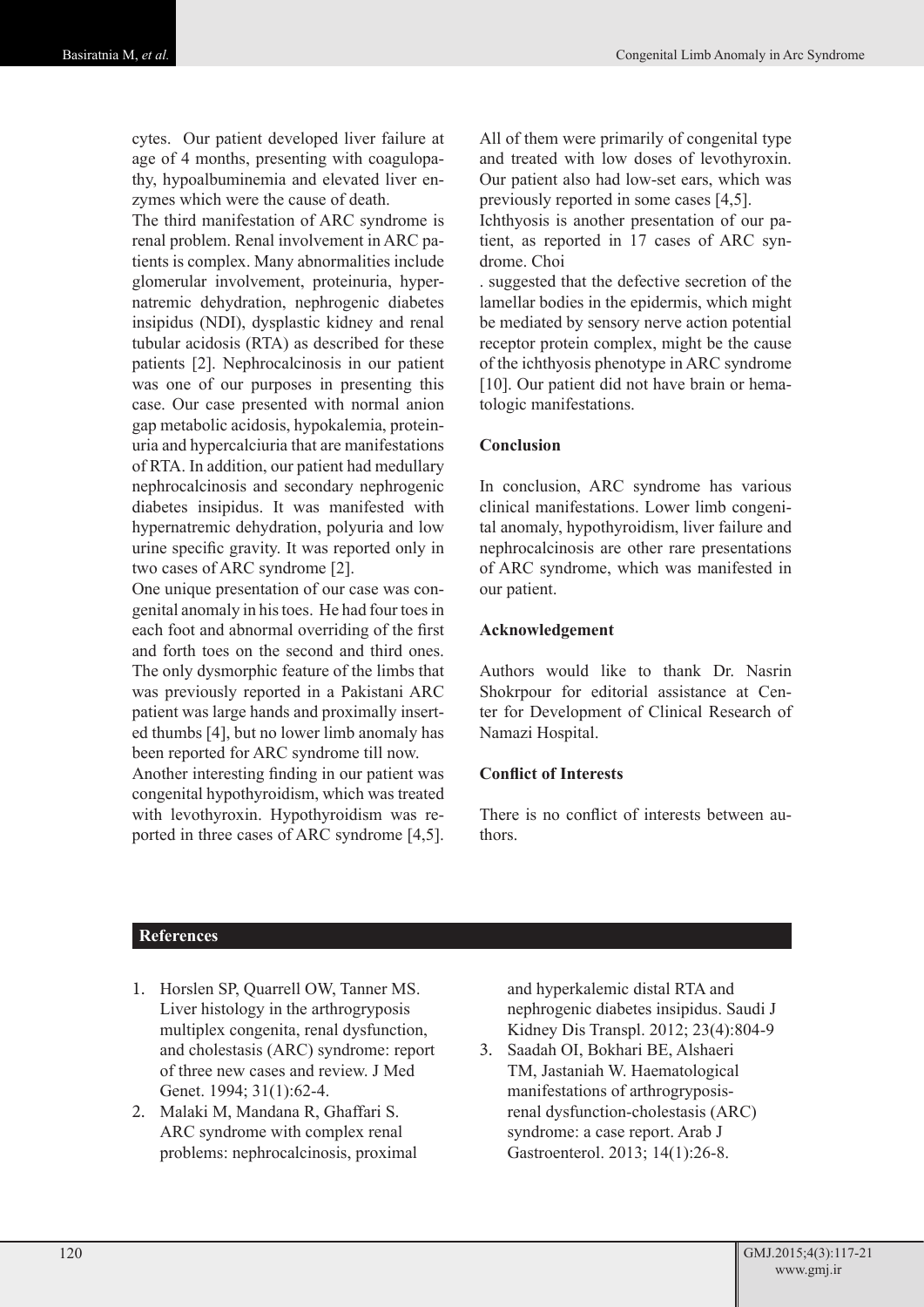cytes. Our patient developed liver failure at age of 4 months, presenting with coagulopathy, hypoalbuminemia and elevated liver enzymes which were the cause of death.

The third manifestation of ARC syndrome is renal problem. Renal involvement in ARC patients is complex. Many abnormalities include glomerular involvement, proteinuria, hypernatremic dehydration, nephrogenic diabetes insipidus (NDI), dysplastic kidney and renal tubular acidosis (RTA) as described for these patients [2]. Nephrocalcinosis in our patient was one of our purposes in presenting this case. Our case presented with normal anion gap metabolic acidosis, hypokalemia, proteinuria and hypercalciuria that are manifestations of RTA. In addition, our patient had medullary nephrocalcinosis and secondary nephrogenic diabetes insipidus. It was manifested with hypernatremic dehydration, polyuria and low urine specific gravity. It was reported only in two cases of ARC syndrome [2].

One unique presentation of our case was congenital anomaly in his toes. He had four toes in each foot and abnormal overriding of the first and forth toes on the second and third ones. The only dysmorphic feature of the limbs that was previously reported in a Pakistani ARC patient was large hands and proximally inserted thumbs [4], but no lower limb anomaly has been reported for ARC syndrome till now.

Another interesting finding in our patient was congenital hypothyroidism, which was treated with levothyroxin. Hypothyroidism was reported in three cases of ARC syndrome [4,5]. All of them were primarily of congenital type and treated with low doses of levothyroxin. Our patient also had low-set ears, which was previously reported in some cases [4,5].

Ichthyosis is another presentation of our patient, as reported in 17 cases of ARC syndrome. Choi

. suggested that the defective secretion of the lamellar bodies in the epidermis, which might be mediated by sensory nerve action potential receptor protein complex, might be the cause of the ichthyosis phenotype in ARC syndrome [10]. Our patient did not have brain or hematologic manifestations.

## Conclusion

In conclusion, ARC syndrome has various clinical manifestations. Lower limb congenital anomaly, hypothyroidism, liver failure and nephrocalcinosis are other rare presentations of ARC syndrome, which was manifested in our patient.

## Acknowledgement

Authors would like to thank Dr. Nasrin Shokrpour for editorial assistance at Center for Development of Clinical Research of Namazi Hospital.

## Conflict of Interests

There is no conflict of interests between authors.

## References

1. Horslen SP, Quarrell OW, Tanner MS. Liver histology in the arthrogryposis multiplex congenita, renal dysfunction, and cholestasis (ARC) syndrome: report of three new cases and review. J Med Genet. 1994; 31(1):62-4.
2. Malaki M, Mandana R, Ghaffari S. ARC syndrome with complex renal problems: nephrocalcinosis, proximal and hyperkalemic distal RTA and nephrogenic diabetes insipidus. Saudi J Kidney Dis Transpl. 2012; 23(4):804-9
3. Saadah OI, Bokhari BE, Alshaeri TM, Jastaniah W. Haematological manifestations of arthrogryposis-renal dysfunction-cholestasis (ARC) syndrome: a case report. Arab J Gastroenterol. 2013; 14(1):26-8.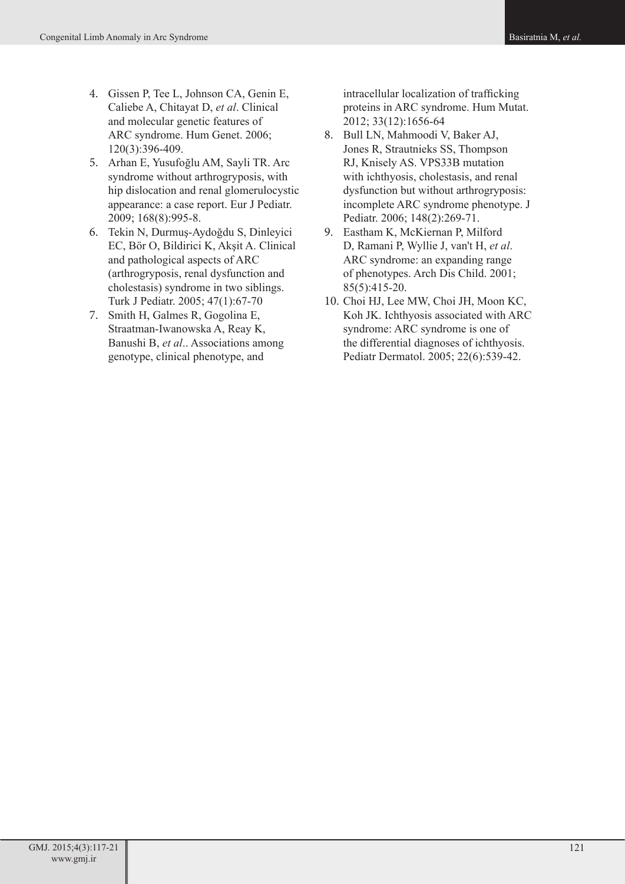4. Gissen P, Tee L, Johnson CA, Genin E, Caliebe A, Chitayat D, *et al*. Clinical and molecular genetic features of ARC syndrome. Hum Genet. 2006; 120(3):396-409.
5. Arhan E, Yusufoğlu AM, Sayli TR. Arc syndrome without arthrogryposis, with hip dislocation and renal glomerulocystic appearance: a case report. Eur J Pediatr. 2009; 168(8):995-8.
6. Tekin N, Durmuş-Aydoğdu S, Dinleyici EC, Bör O, Bildirici K, Akşit A. Clinical and pathological aspects of ARC (arthrogryposis, renal dysfunction and cholestasis) syndrome in two siblings. Turk J Pediatr. 2005; 47(1):67-70
7. Smith H, Galmes R, Gogolina E, Straatman-Iwanowska A, Reay K, Banushi B, *et al*.. Associations among genotype, clinical phenotype, and intracellular localization of trafficking proteins in ARC syndrome. Hum Mutat. 2012; 33(12):1656-64
8. Bull LN, Mahmoodi V, Baker AJ, Jones R, Strautnieks SS, Thompson RJ, Knisely AS. VPS33B mutation with ichthyosis, cholestasis, and renal dysfunction but without arthrogryposis: incomplete ARC syndrome phenotype. J Pediatr. 2006; 148(2):269-71.
9. Eastham K, McKiernan P, Milford D, Ramani P, Wyllie J, van't H, *et al*. ARC syndrome: an expanding range of phenotypes. Arch Dis Child. 2001; 85(5):415-20.
10. Choi HJ, Lee MW, Choi JH, Moon KC, Koh JK. Ichthyosis associated with ARC syndrome: ARC syndrome is one of the differential diagnoses of ichthyosis. Pediatr Dermatol. 2005; 22(6):539-42.